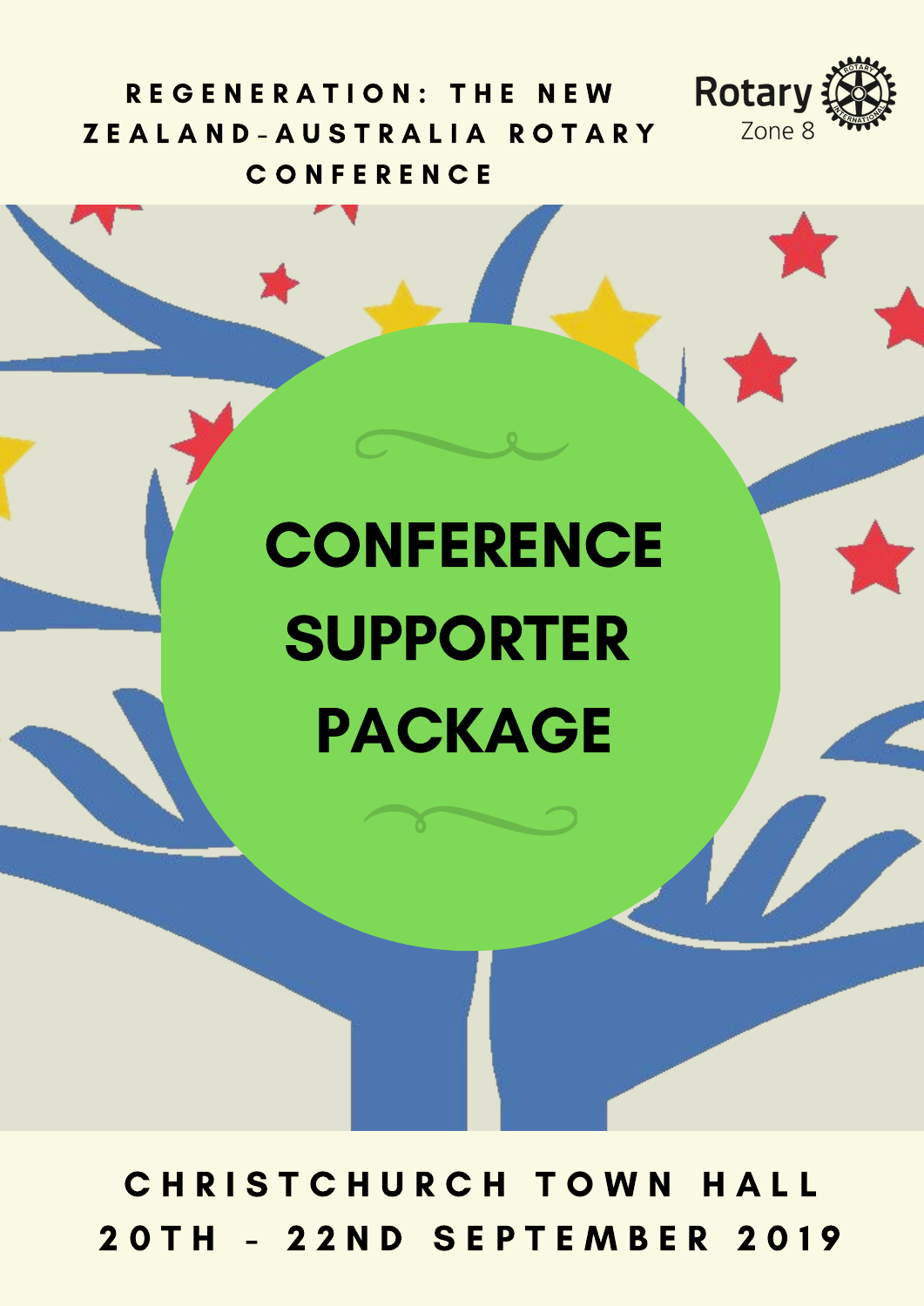REGENERATION: THE NEW ZEALAND-AUSTRALIA ROTARY CONFERENCE

Rotary Zone 8

# CONFERENCE SUPPORTER PACKAGE

CHRISTCHURCH TOWN HALL

20TH - 22ND SEPTEMBER 2019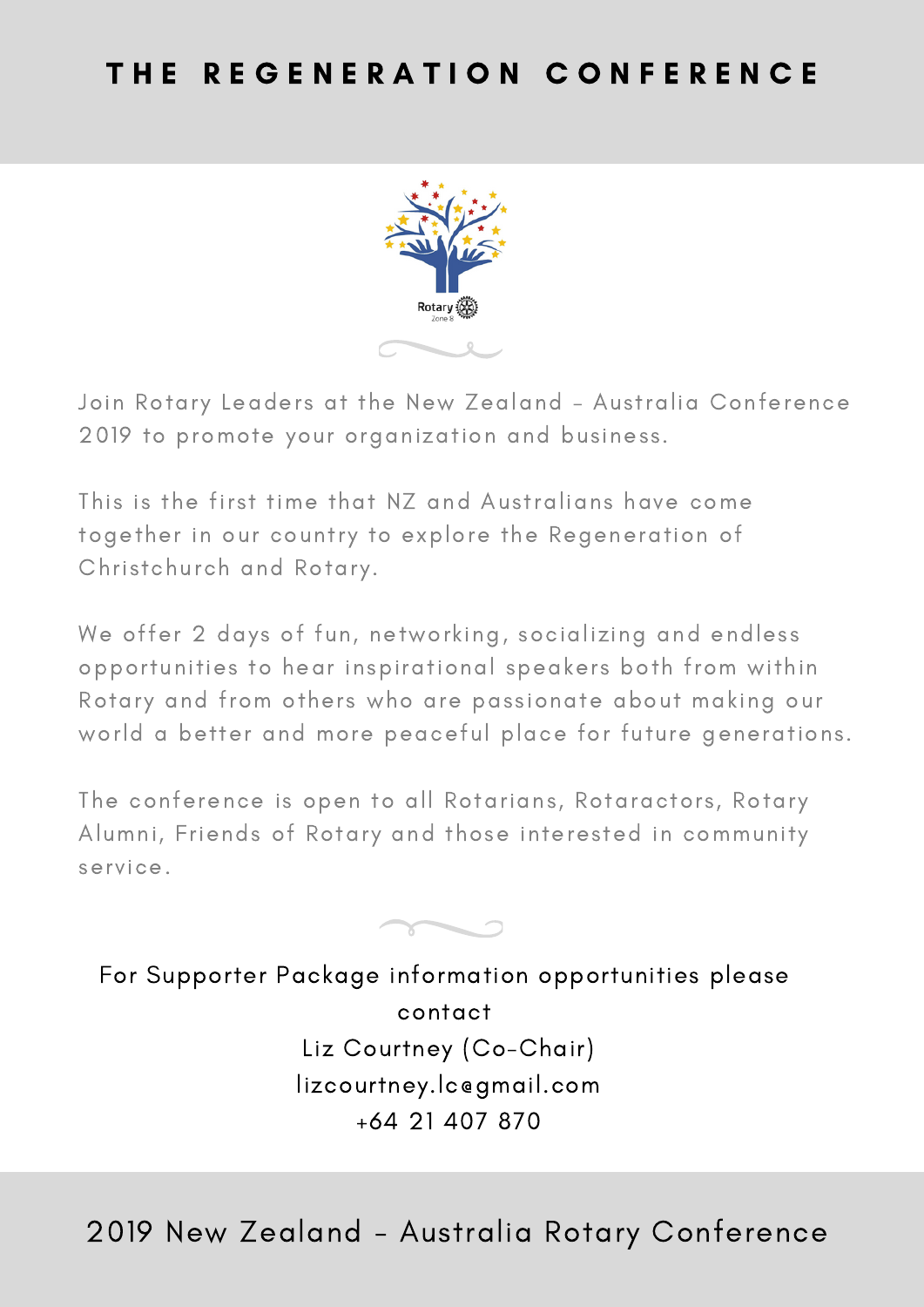# THE REGENERATION CONFERENCE

Rotary Zone 8

Join Rotary Leaders at the New Zealand - Australia Conference 2019 to promote your organization and business.

This is the first time that NZ and Australians have come together in our country to explore the Regeneration of Christchurch and Rotary.

We offer 2 days of fun, networking, socializing and endless opportunities to hear inspirational speakers both from within Rotary and from others who are passionate about making our world a better and more peaceful place for future generations.

The conference is open to all Rotarians, Rotaractors, Rotary Alumni, Friends of Rotary and those interested in community service.

For Supporter Package information opportunities please contact
Liz Courtney (Co-Chair)
lizcourtney.lc@gmail.com
+64 21 407 870

2019 New Zealand - Australia Rotary Conference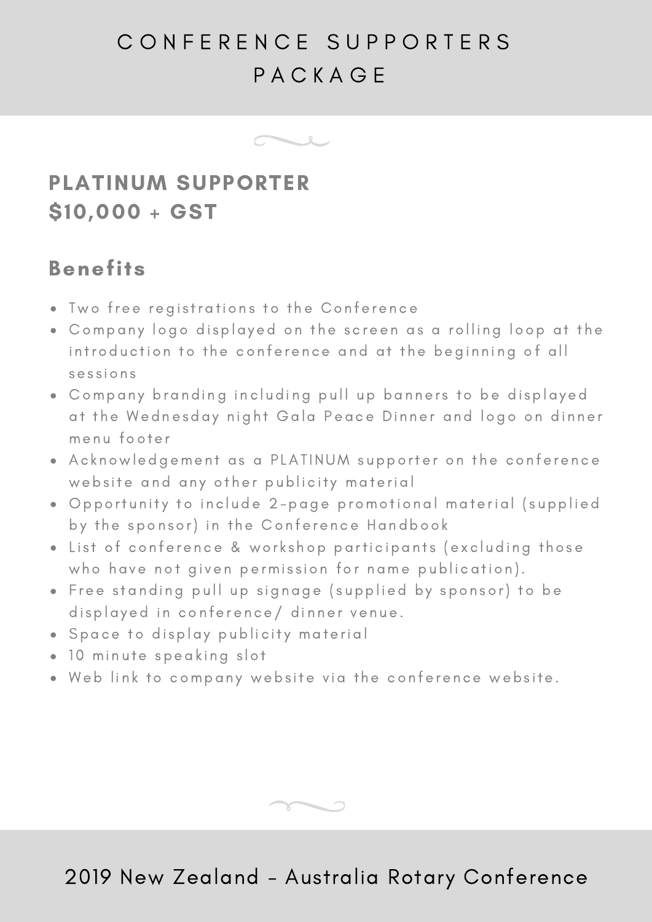# CONFERENCE SUPPORTERS PACKAGE

## PLATINUM SUPPORTER
## $10,000 + GST

### Benefits

- Two free registrations to the Conference
- Company logo displayed on the screen as a rolling loop at the introduction to the conference and at the beginning of all sessions
- Company branding including pull up banners to be displayed at the Wednesday night Gala Peace Dinner and logo on dinner menu footer
- Acknowledgement as a PLATINUM supporter on the conference website and any other publicity material
- Opportunity to include 2-page promotional material (supplied by the sponsor) in the Conference Handbook
- List of conference & workshop participants (excluding those who have not given permission for name publication).
- Free standing pull up signage (supplied by sponsor) to be displayed in conference/ dinner venue.
- Space to display publicity material
- 10 minute speaking slot
- Web link to company website via the conference website.

2019 New Zealand - Australia Rotary Conference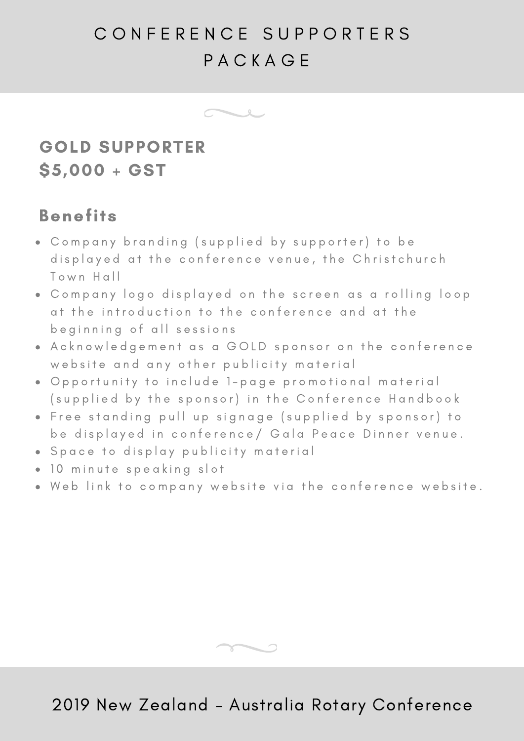# CONFERENCE SUPPORTERS PACKAGE

## GOLD SUPPORTER
## $5,000 + GST

### Benefits

- Company branding (supplied by supporter) to be displayed at the conference venue, the Christchurch Town Hall
- Company logo displayed on the screen as a rolling loop at the introduction to the conference and at the beginning of all sessions
- Acknowledgement as a GOLD sponsor on the conference website and any other publicity material
- Opportunity to include 1-page promotional material (supplied by the sponsor) in the Conference Handbook
- Free standing pull up signage (supplied by sponsor) to be displayed in conference/ Gala Peace Dinner venue.
- Space to display publicity material
- 10 minute speaking slot
- Web link to company website via the conference website.

2019 New Zealand - Australia Rotary Conference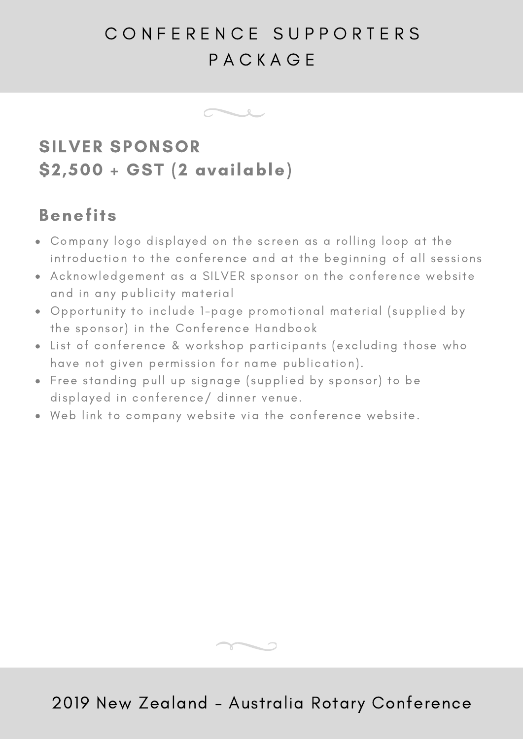## SILVER SPONSOR
## $2,500 + GST (2 available)

### Benefits

- Company logo displayed on the screen as a rolling loop at the introduction to the conference and at the beginning of all sessions
- Acknowledgement as a SILVER sponsor on the conference website and in any publicity material
- Opportunity to include 1-page promotional material (supplied by the sponsor) in the Conference Handbook
- List of conference & workshop participants (excluding those who have not given permission for name publication).
- Free standing pull up signage (supplied by sponsor) to be displayed in conference/ dinner venue.
- Web link to company website via the conference website.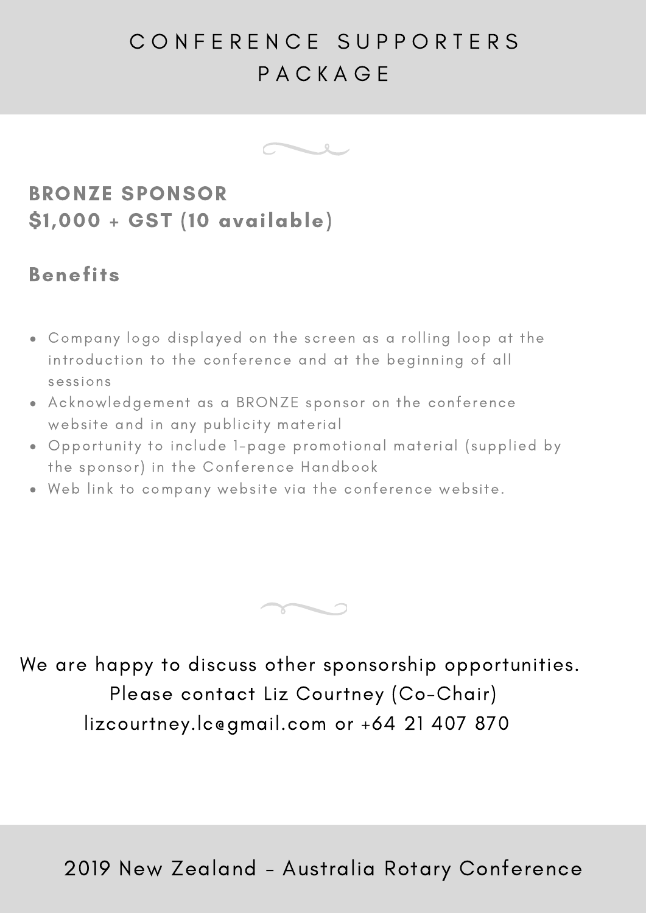# CONFERENCE SUPPORTERS PACKAGE

## BRONZE SPONSOR
## $1,000 + GST (10 available)

### Benefits

- Company logo displayed on the screen as a rolling loop at the introduction to the conference and at the beginning of all sessions
- Acknowledgement as a BRONZE sponsor on the conference website and in any publicity material
- Opportunity to include 1-page promotional material (supplied by the sponsor) in the Conference Handbook
- Web link to company website via the conference website.

We are happy to discuss other sponsorship opportunities.
Please contact Liz Courtney (Co-Chair)
lizcourtney.lc@gmail.com or +64 21 407 870

2019 New Zealand - Australia Rotary Conference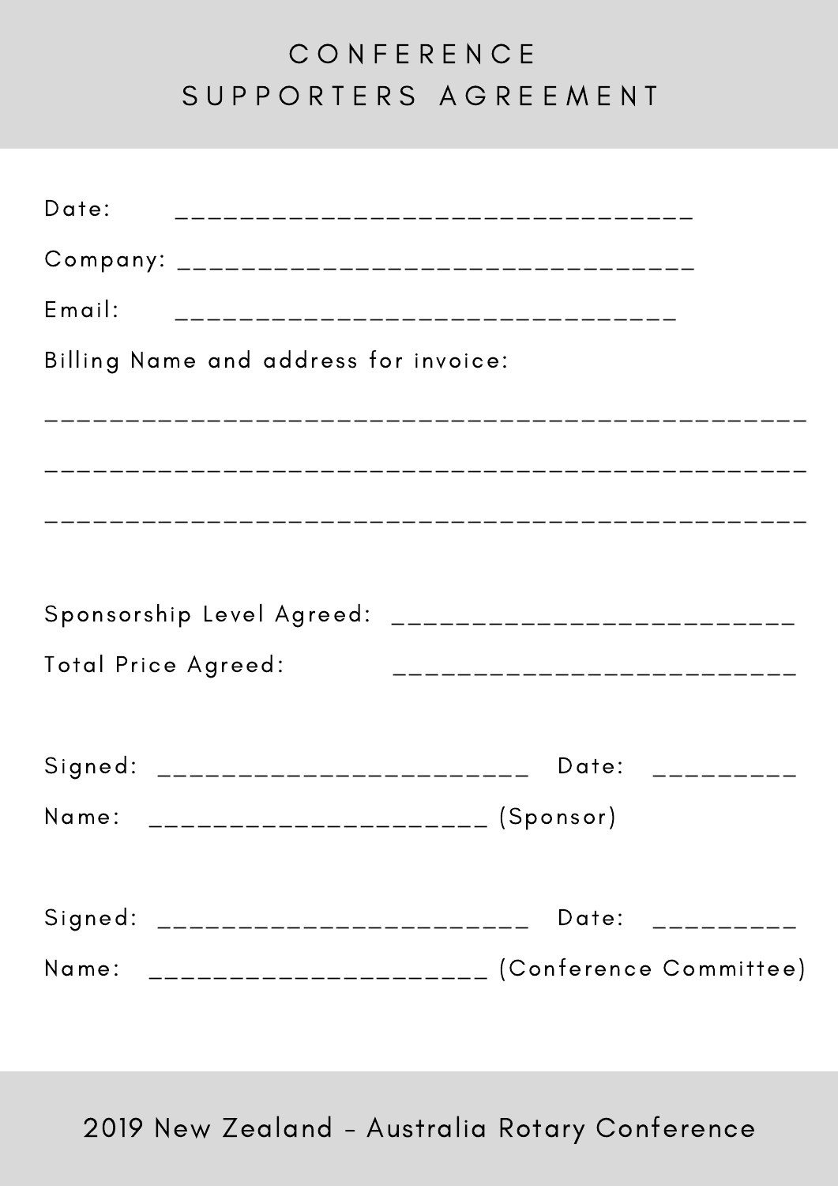# CONFERENCE SUPPORTERS AGREEMENT

Date: ____________________________________

Company: ____________________________________

Email: ___________________________________

Billing Name and address for invoice:

_____________________________________________________

_____________________________________________________

_____________________________________________________

Sponsorship Level Agreed: ____________________________

Total Price Agreed: ____________________________

Signed: _________________________ Date: __________

Name: _______________________ (Sponsor)

Signed: _________________________ Date: __________

Name: _______________________ (Conference Committee)

2019 New Zealand - Australia Rotary Conference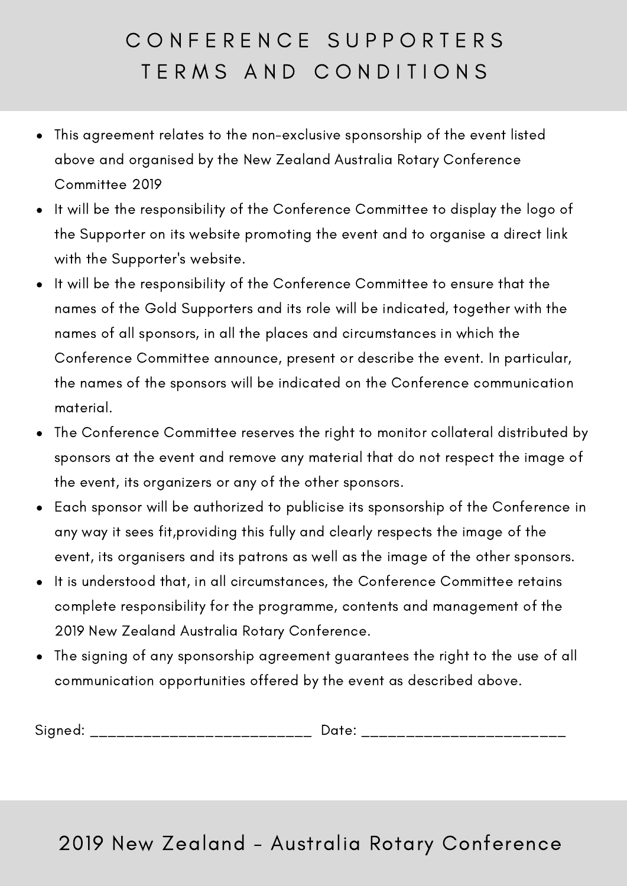# CONFERENCE SUPPORTERS TERMS AND CONDITIONS

- This agreement relates to the non-exclusive sponsorship of the event listed above and organised by the New Zealand Australia Rotary Conference Committee 2019
- It will be the responsibility of the Conference Committee to display the logo of the Supporter on its website promoting the event and to organise a direct link with the Supporter's website.
- It will be the responsibility of the Conference Committee to ensure that the names of the Gold Supporters and its role will be indicated, together with the names of all sponsors, in all the places and circumstances in which the Conference Committee announce, present or describe the event. In particular, the names of the sponsors will be indicated on the Conference communication material.
- The Conference Committee reserves the right to monitor collateral distributed by sponsors at the event and remove any material that do not respect the image of the event, its organizers or any of the other sponsors.
- Each sponsor will be authorized to publicise its sponsorship of the Conference in any way it sees fit,providing this fully and clearly respects the image of the event, its organisers and its patrons as well as the image of the other sponsors.
- It is understood that, in all circumstances, the Conference Committee retains complete responsibility for the programme, contents and management of the 2019 New Zealand Australia Rotary Conference.
- The signing of any sponsorship agreement guarantees the right to the use of all communication opportunities offered by the event as described above.

Signed: _________________________ Date: _______________________

2019 New Zealand - Australia Rotary Conference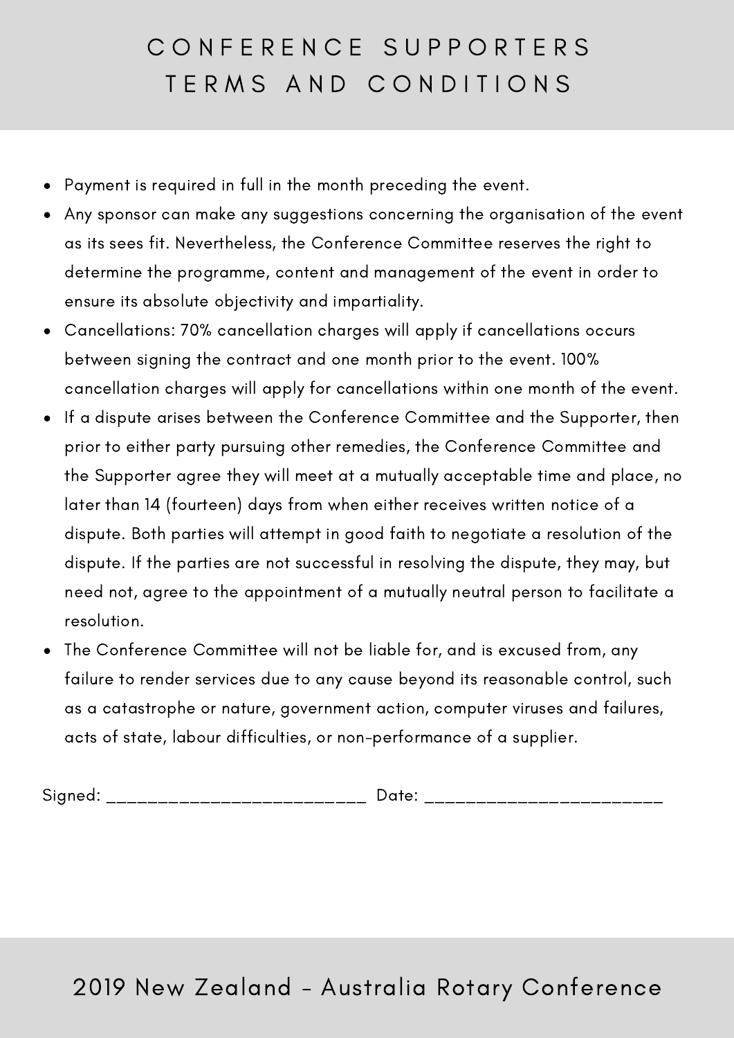# CONFERENCE SUPPORTERS TERMS AND CONDITIONS

- Payment is required in full in the month preceding the event.
- Any sponsor can make any suggestions concerning the organisation of the event as its sees fit. Nevertheless, the Conference Committee reserves the right to determine the programme, content and management of the event in order to ensure its absolute objectivity and impartiality.
- Cancellations: 70% cancellation charges will apply if cancellations occurs between signing the contract and one month prior to the event. 100% cancellation charges will apply for cancellations within one month of the event.
- If a dispute arises between the Conference Committee and the Supporter, then prior to either party pursuing other remedies, the Conference Committee and the Supporter agree they will meet at a mutually acceptable time and place, no later than 14 (fourteen) days from when either receives written notice of a dispute. Both parties will attempt in good faith to negotiate a resolution of the dispute. If the parties are not successful in resolving the dispute, they may, but need not, agree to the appointment of a mutually neutral person to facilitate a resolution.
- The Conference Committee will not be liable for, and is excused from, any failure to render services due to any cause beyond its reasonable control, such as a catastrophe or nature, government action, computer viruses and failures, acts of state, labour difficulties, or non-performance of a supplier.

Signed: ___________________________ Date: _________________________

2019 New Zealand - Australia Rotary Conference